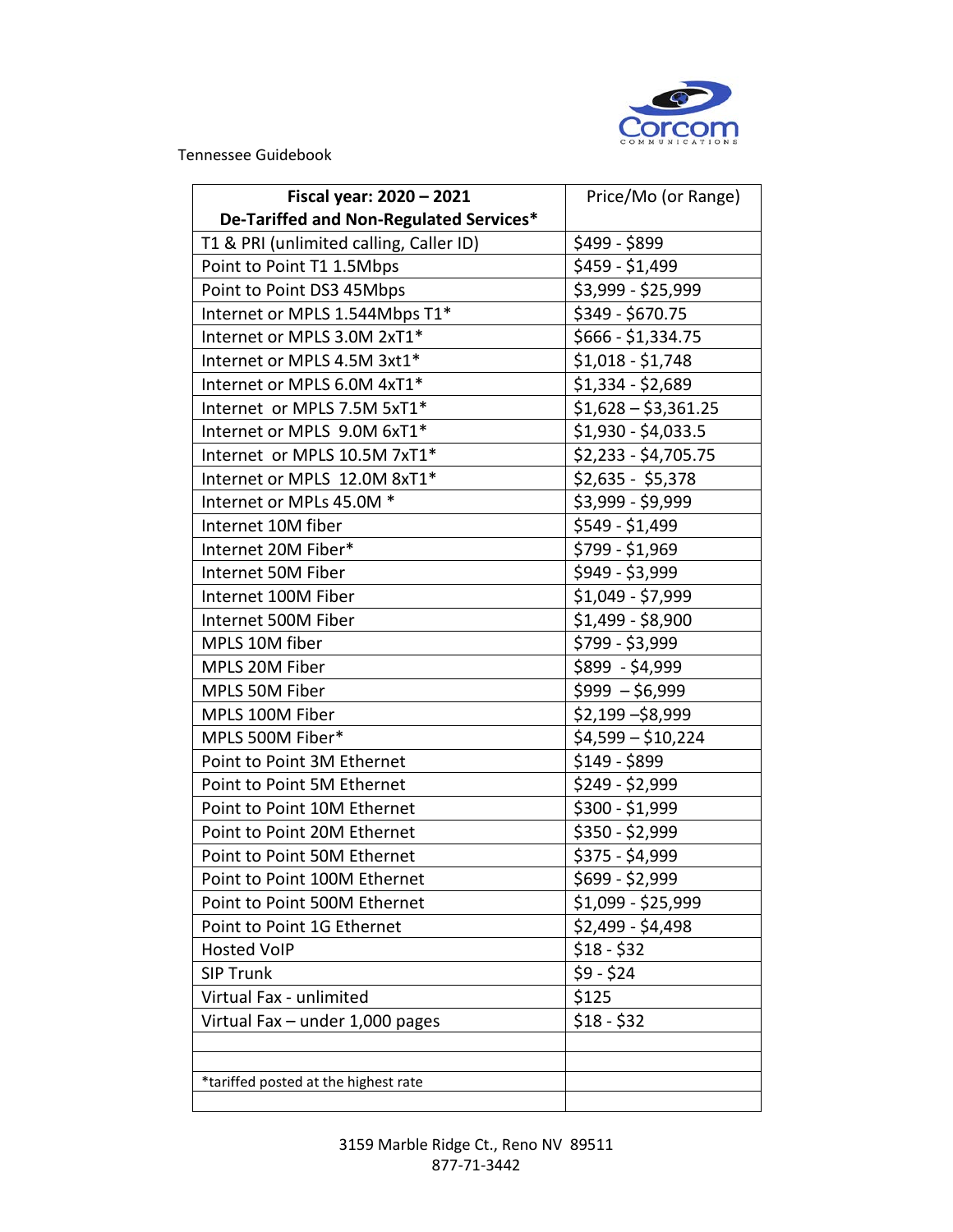Corcom Communications

Tennessee Guidebook

| Fiscal year: 2020 – 2021<br>De-Tariffed and Non-Regulated Services* | Price/Mo (or Range) |
|---|---|
| T1 & PRI (unlimited calling, Caller ID) | $499 - $899 |
| Point to Point T1 1.5Mbps | $459 - $1,499 |
| Point to Point DS3 45Mbps | $3,999 - $25,999 |
| Internet or MPLS 1.544Mbps T1* | $349 - $670.75 |
| Internet or MPLS 3.0M 2xT1* | $666 - $1,334.75 |
| Internet or MPLS 4.5M 3xt1* | $1,018 - $1,748 |
| Internet or MPLS 6.0M 4xT1* | $1,334 - $2,689 |
| Internet or MPLS 7.5M 5xT1* | $1,628 – $3,361.25 |
| Internet or MPLS 9.0M 6xT1* | $1,930 - $4,033.5 |
| Internet or MPLS 10.5M 7xT1* | $2,233 - $4,705.75 |
| Internet or MPLS 12.0M 8xT1* | $2,635 - $5,378 |
| Internet or MPLs 45.0M * | $3,999 - $9,999 |
| Internet 10M fiber | $549 - $1,499 |
| Internet 20M Fiber* | $799 - $1,969 |
| Internet 50M Fiber | $949 - $3,999 |
| Internet 100M Fiber | $1,049 - $7,999 |
| Internet 500M Fiber | $1,499 - $8,900 |
| MPLS 10M fiber | $799 - $3,999 |
| MPLS 20M Fiber | $899 - $4,999 |
| MPLS 50M Fiber | $999 – $6,999 |
| MPLS 100M Fiber | $2,199 –$8,999 |
| MPLS 500M Fiber* | $4,599 – $10,224 |
| Point to Point 3M Ethernet | $149 - $899 |
| Point to Point 5M Ethernet | $249 - $2,999 |
| Point to Point 10M Ethernet | $300 - $1,999 |
| Point to Point 20M Ethernet | $350 - $2,999 |
| Point to Point 50M Ethernet | $375 - $4,999 |
| Point to Point 100M Ethernet | $699 - $2,999 |
| Point to Point 500M Ethernet | $1,099 - $25,999 |
| Point to Point 1G Ethernet | $2,499 - $4,498 |
| Hosted VoIP | $18 - $32 |
| SIP Trunk | $9 - $24 |
| Virtual Fax - unlimited | $125 |
| Virtual Fax – under 1,000 pages | $18 - $32 |
| | |
| | |
| *tariffed posted at the highest rate | |
| | |

3159 Marble Ridge Ct., Reno NV 89511
877-71-3442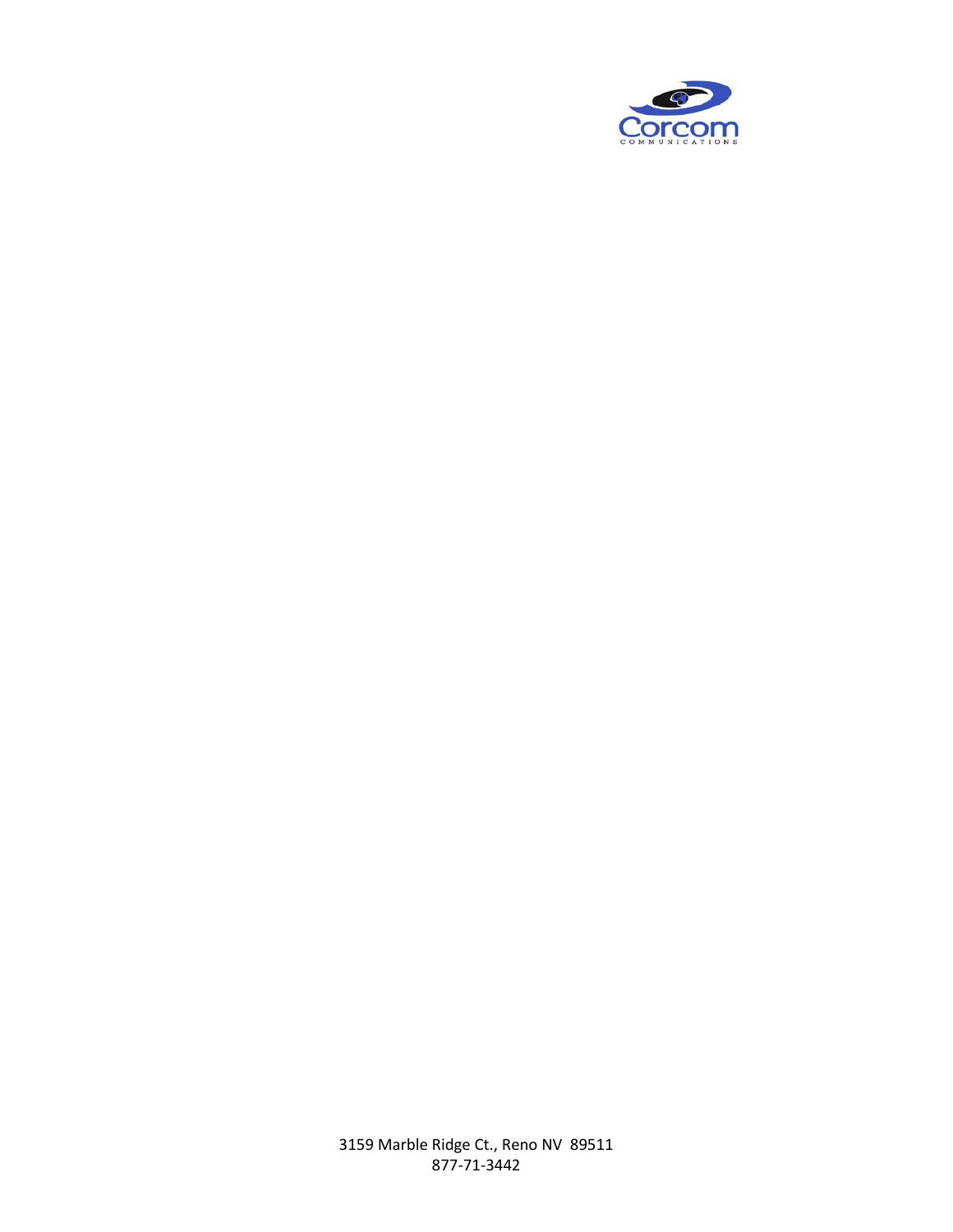Corcom

COMMUNICATIONS

3159 Marble Ridge Ct., Reno NV 89511
877-71-3442